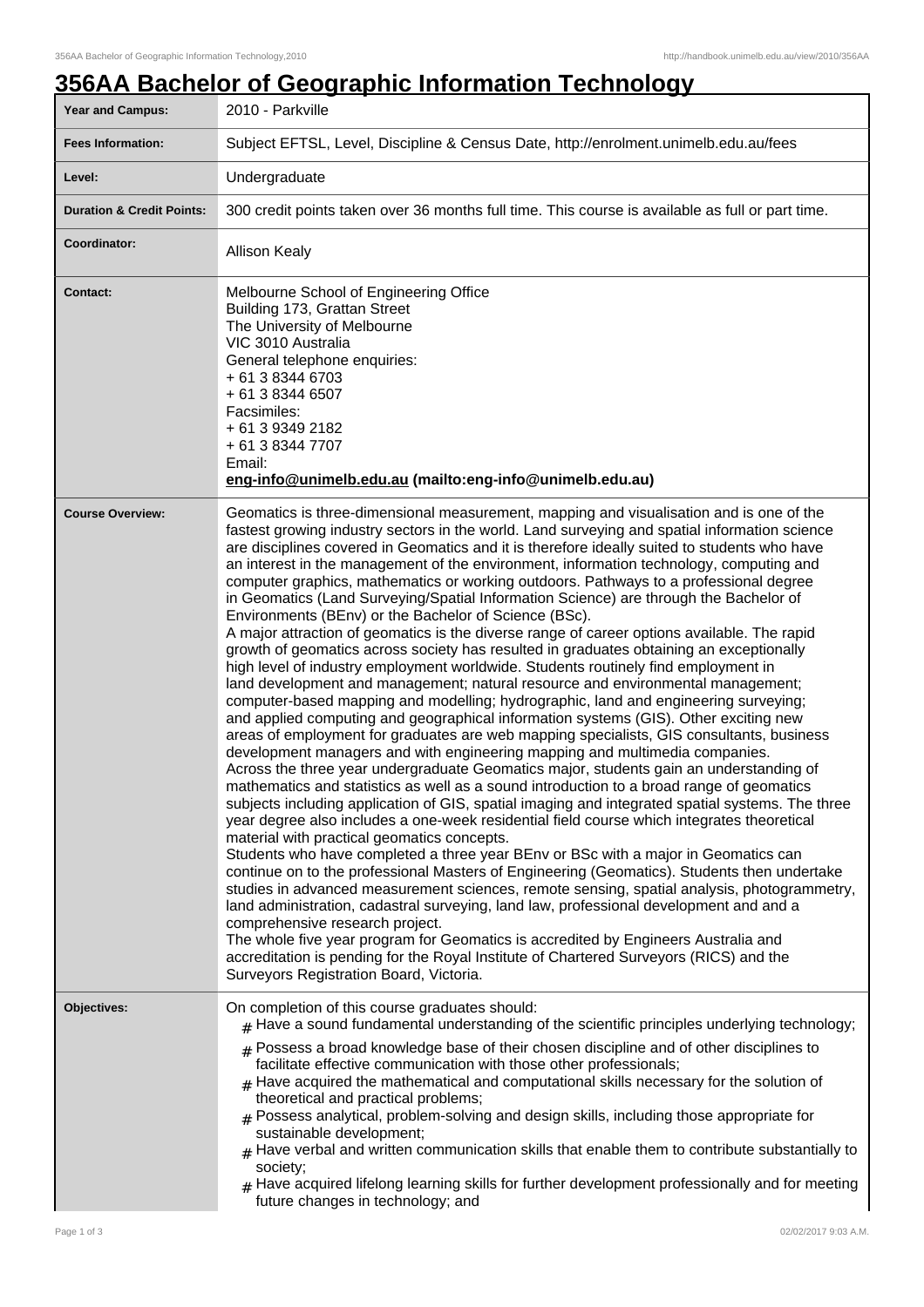# 356AA Bachelor of Geographic Information Technology

| | |
|---|---|
| **Year and Campus:** | 2010 - Parkville |
| **Fees Information:** | Subject EFTSL, Level, Discipline & Census Date, http://enrolment.unimelb.edu.au/fees |
| **Level:** | Undergraduate |
| **Duration & Credit Points:** | 300 credit points taken over 36 months full time. This course is available as full or part time. |
| **Coordinator:** | Allison Kealy |
| **Contact:** | Melbourne School of Engineering Office<br>Building 173, Grattan Street<br>The University of Melbourne<br>VIC 3010 Australia<br>General telephone enquiries:<br>+ 61 3 8344 6703<br>+ 61 3 8344 6507<br>Facsimiles:<br>+ 61 3 9349 2182<br>+ 61 3 8344 7707<br>Email:<br>**eng-info@unimelb.edu.au (mailto:eng-info@unimelb.edu.au)** |
| **Course Overview:** | Geomatics is three-dimensional measurement, mapping and visualisation and is one of the fastest growing industry sectors in the world. Land surveying and spatial information science are disciplines covered in Geomatics and it is therefore ideally suited to students who have an interest in the management of the environment, information technology, computing and computer graphics, mathematics or working outdoors. Pathways to a professional degree in Geomatics (Land Surveying/Spatial Information Science) are through the Bachelor of Environments (BEnv) or the Bachelor of Science (BSc).<br>A major attraction of geomatics is the diverse range of career options available. The rapid growth of geomatics across society has resulted in graduates obtaining an exceptionally high level of industry employment worldwide. Students routinely find employment in land development and management; natural resource and environmental management; computer-based mapping and modelling; hydrographic, land and engineering surveying; and applied computing and geographical information systems (GIS). Other exciting new areas of employment for graduates are web mapping specialists, GIS consultants, business development managers and with engineering mapping and multimedia companies.<br>Across the three year undergraduate Geomatics major, students gain an understanding of mathematics and statistics as well as a sound introduction to a broad range of geomatics subjects including application of GIS, spatial imaging and integrated spatial systems. The three year degree also includes a one-week residential field course which integrates theoretical material with practical geomatics concepts.<br>Students who have completed a three year BEnv or BSc with a major in Geomatics can continue on to the professional Masters of Engineering (Geomatics). Students then undertake studies in advanced measurement sciences, remote sensing, spatial analysis, photogrammetry, land administration, cadastral surveying, land law, professional development and and a comprehensive research project.<br>The whole five year program for Geomatics is accredited by Engineers Australia and accreditation is pending for the Royal Institute of Chartered Surveyors (RICS) and the Surveyors Registration Board, Victoria. |
| **Objectives:** | On completion of this course graduates should:<br># Have a sound fundamental understanding of the scientific principles underlying technology;<br># Possess a broad knowledge base of their chosen discipline and of other disciplines to facilitate effective communication with those other professionals;<br># Have acquired the mathematical and computational skills necessary for the solution of theoretical and practical problems;<br># Possess analytical, problem-solving and design skills, including those appropriate for sustainable development;<br># Have verbal and written communication skills that enable them to contribute substantially to society;<br># Have acquired lifelong learning skills for further development professionally and for meeting future changes in technology; and |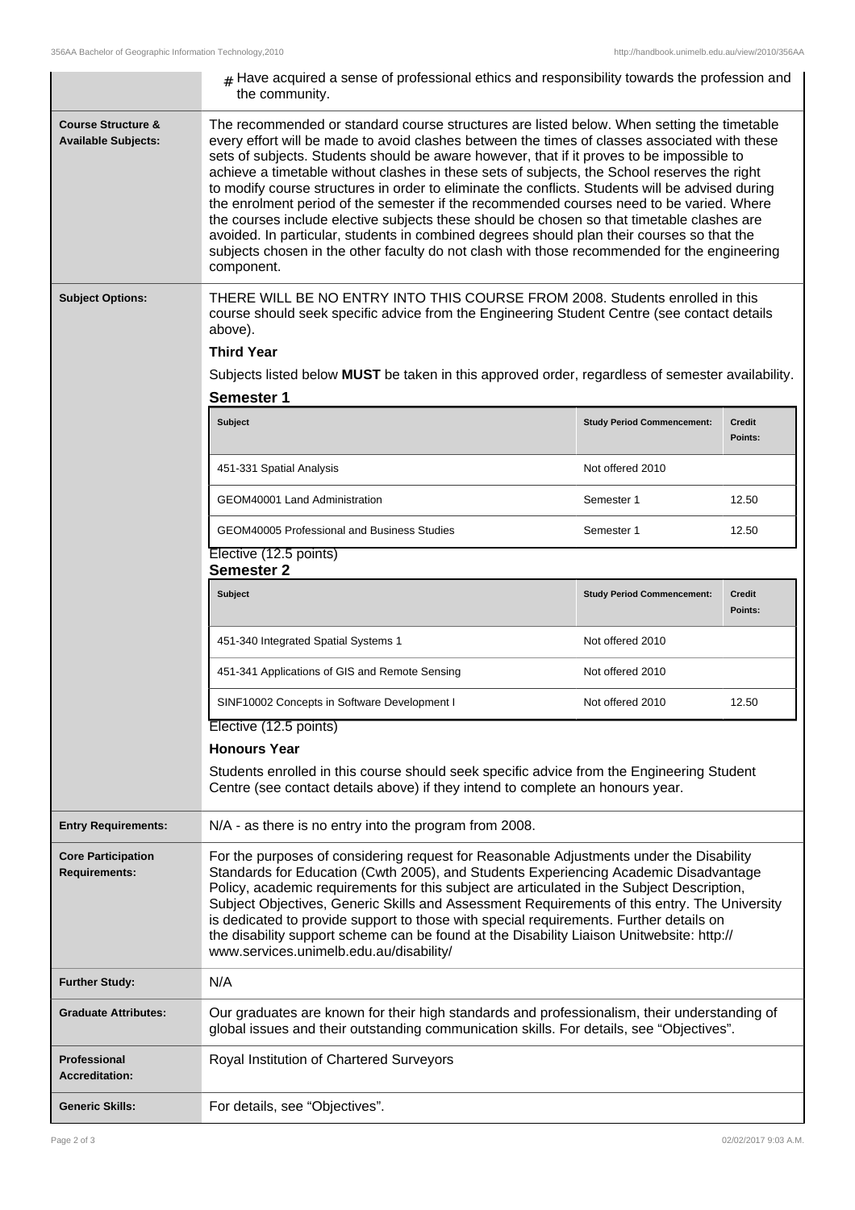# Have acquired a sense of professional ethics and responsibility towards the profession and the community.

**Course Structure & Available Subjects:**

The recommended or standard course structures are listed below. When setting the timetable every effort will be made to avoid clashes between the times of classes associated with these sets of subjects. Students should be aware however, that if it proves to be impossible to achieve a timetable without clashes in these sets of subjects, the School reserves the right to modify course structures in order to eliminate the conflicts. Students will be advised during the enrolment period of the semester if the recommended courses need to be varied. Where the courses include elective subjects these should be chosen so that timetable clashes are avoided. In particular, students in combined degrees should plan their courses so that the subjects chosen in the other faculty do not clash with those recommended for the engineering component.

**Subject Options:**

THERE WILL BE NO ENTRY INTO THIS COURSE FROM 2008. Students enrolled in this course should seek specific advice from the Engineering Student Centre (see contact details above).

**Third Year**

Subjects listed below **MUST** be taken in this approved order, regardless of semester availability.

**Semester 1**

| Subject | Study Period Commencement: | Credit Points: |
|---|---|---|
| 451-331 Spatial Analysis | Not offered 2010 | |
| GEOM40001 Land Administration | Semester 1 | 12.50 |
| GEOM40005 Professional and Business Studies | Semester 1 | 12.50 |

Elective (12.5 points)

**Semester 2**

| Subject | Study Period Commencement: | Credit Points: |
|---|---|---|
| 451-340 Integrated Spatial Systems 1 | Not offered 2010 | |
| 451-341 Applications of GIS and Remote Sensing | Not offered 2010 | |
| SINF10002 Concepts in Software Development I | Not offered 2010 | 12.50 |

Elective (12.5 points)

**Honours Year**

Students enrolled in this course should seek specific advice from the Engineering Student Centre (see contact details above) if they intend to complete an honours year.

**Entry Requirements:**

N/A - as there is no entry into the program from 2008.

**Core Participation Requirements:**

For the purposes of considering request for Reasonable Adjustments under the Disability Standards for Education (Cwth 2005), and Students Experiencing Academic Disadvantage Policy, academic requirements for this subject are articulated in the Subject Description, Subject Objectives, Generic Skills and Assessment Requirements of this entry. The University is dedicated to provide support to those with special requirements. Further details on the disability support scheme can be found at the Disability Liaison Unitwebsite: http://www.services.unimelb.edu.au/disability/

**Further Study:**

N/A

**Graduate Attributes:**

Our graduates are known for their high standards and professionalism, their understanding of global issues and their outstanding communication skills. For details, see "Objectives".

**Professional Accreditation:**

Royal Institution of Chartered Surveyors

**Generic Skills:**

For details, see "Objectives".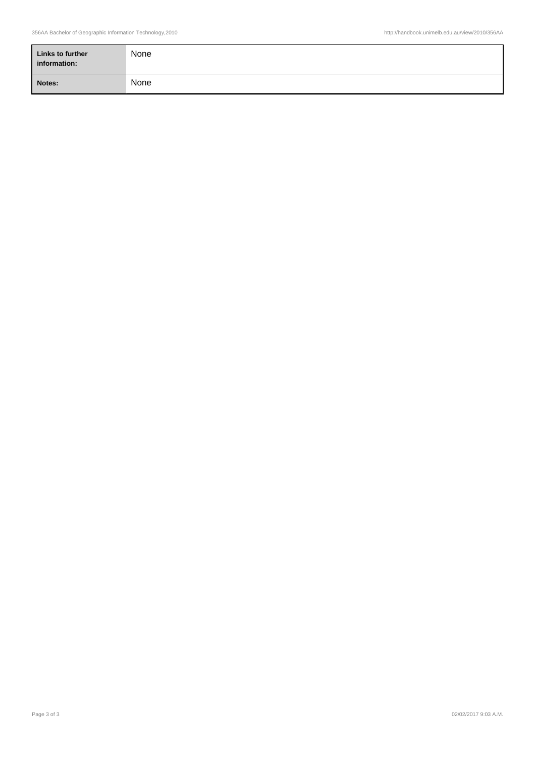| | |
|---|---|
| **Links to further information:** | None |
| **Notes:** | None |